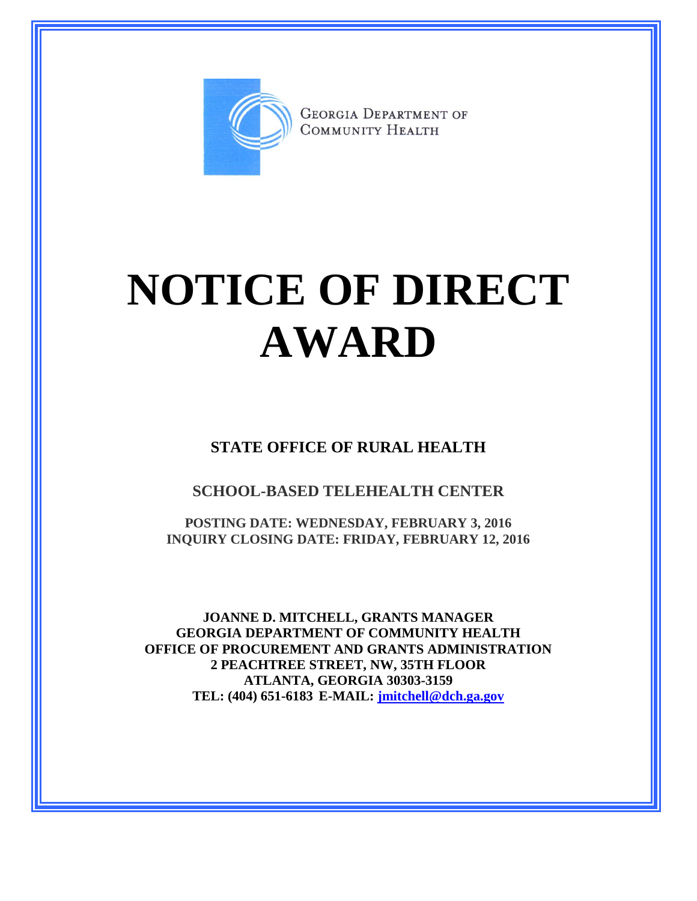GEORGIA DEPARTMENT OF COMMUNITY HEALTH

# NOTICE OF DIRECT AWARD

**STATE OFFICE OF RURAL HEALTH**

**SCHOOL-BASED TELEHEALTH CENTER**

**POSTING DATE: WEDNESDAY, FEBRUARY 3, 2016**
**INQUIRY CLOSING DATE: FRIDAY, FEBRUARY 12, 2016**

**JOANNE D. MITCHELL, GRANTS MANAGER**
**GEORGIA DEPARTMENT OF COMMUNITY HEALTH**
**OFFICE OF PROCUREMENT AND GRANTS ADMINISTRATION**
**2 PEACHTREE STREET, NW, 35TH FLOOR**
**ATLANTA, GEORGIA 30303-3159**
**TEL: (404) 651-6183 E-MAIL: jmitchell@dch.ga.gov**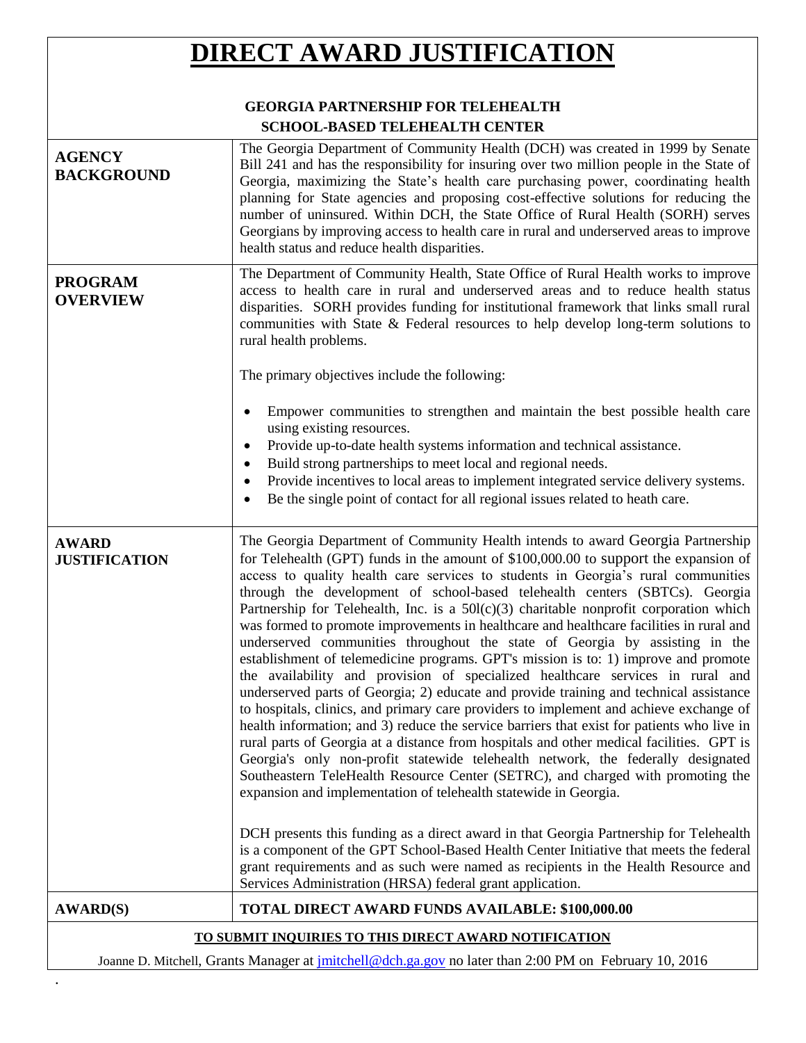# DIRECT AWARD JUSTIFICATION

**GEORGIA PARTNERSHIP FOR TELEHEALTH**
**SCHOOL-BASED TELEHEALTH CENTER**

| | |
|---|---|
| **AGENCY BACKGROUND** | The Georgia Department of Community Health (DCH) was created in 1999 by Senate Bill 241 and has the responsibility for insuring over two million people in the State of Georgia, maximizing the State's health care purchasing power, coordinating health planning for State agencies and proposing cost-effective solutions for reducing the number of uninsured. Within DCH, the State Office of Rural Health (SORH) serves Georgians by improving access to health care in rural and underserved areas to improve health status and reduce health disparities. |
| **PROGRAM OVERVIEW** | The Department of Community Health, State Office of Rural Health works to improve access to health care in rural and underserved areas and to reduce health status disparities. SORH provides funding for institutional framework that links small rural communities with State & Federal resources to help develop long-term solutions to rural health problems.<br><br>The primary objectives include the following:<br><br>• Empower communities to strengthen and maintain the best possible health care using existing resources.<br>• Provide up-to-date health systems information and technical assistance.<br>• Build strong partnerships to meet local and regional needs.<br>• Provide incentives to local areas to implement integrated service delivery systems.<br>• Be the single point of contact for all regional issues related to heath care. |
| **AWARD JUSTIFICATION** | The Georgia Department of Community Health intends to award Georgia Partnership for Telehealth (GPT) funds in the amount of $100,000.00 to support the expansion of access to quality health care services to students in Georgia's rural communities through the development of school-based telehealth centers (SBTCs). Georgia Partnership for Telehealth, Inc. is a 50l(c)(3) charitable nonprofit corporation which was formed to promote improvements in healthcare and healthcare facilities in rural and underserved communities throughout the state of Georgia by assisting in the establishment of telemedicine programs. GPT's mission is to: 1) improve and promote the availability and provision of specialized healthcare services in rural and underserved parts of Georgia; 2) educate and provide training and technical assistance to hospitals, clinics, and primary care providers to implement and achieve exchange of health information; and 3) reduce the service barriers that exist for patients who live in rural parts of Georgia at a distance from hospitals and other medical facilities. GPT is Georgia's only non-profit statewide telehealth network, the federally designated Southeastern TeleHealth Resource Center (SETRC), and charged with promoting the expansion and implementation of telehealth statewide in Georgia.<br><br>DCH presents this funding as a direct award in that Georgia Partnership for Telehealth is a component of the GPT School-Based Health Center Initiative that meets the federal grant requirements and as such were named as recipients in the Health Resource and Services Administration (HRSA) federal grant application. |
| **AWARD(S)** | **TOTAL DIRECT AWARD FUNDS AVAILABLE: $100,000.00** |

**TO SUBMIT INQUIRIES TO THIS DIRECT AWARD NOTIFICATION**

Joanne D. Mitchell, Grants Manager at jmitchell@dch.ga.gov no later than 2:00 PM on February 10, 2016